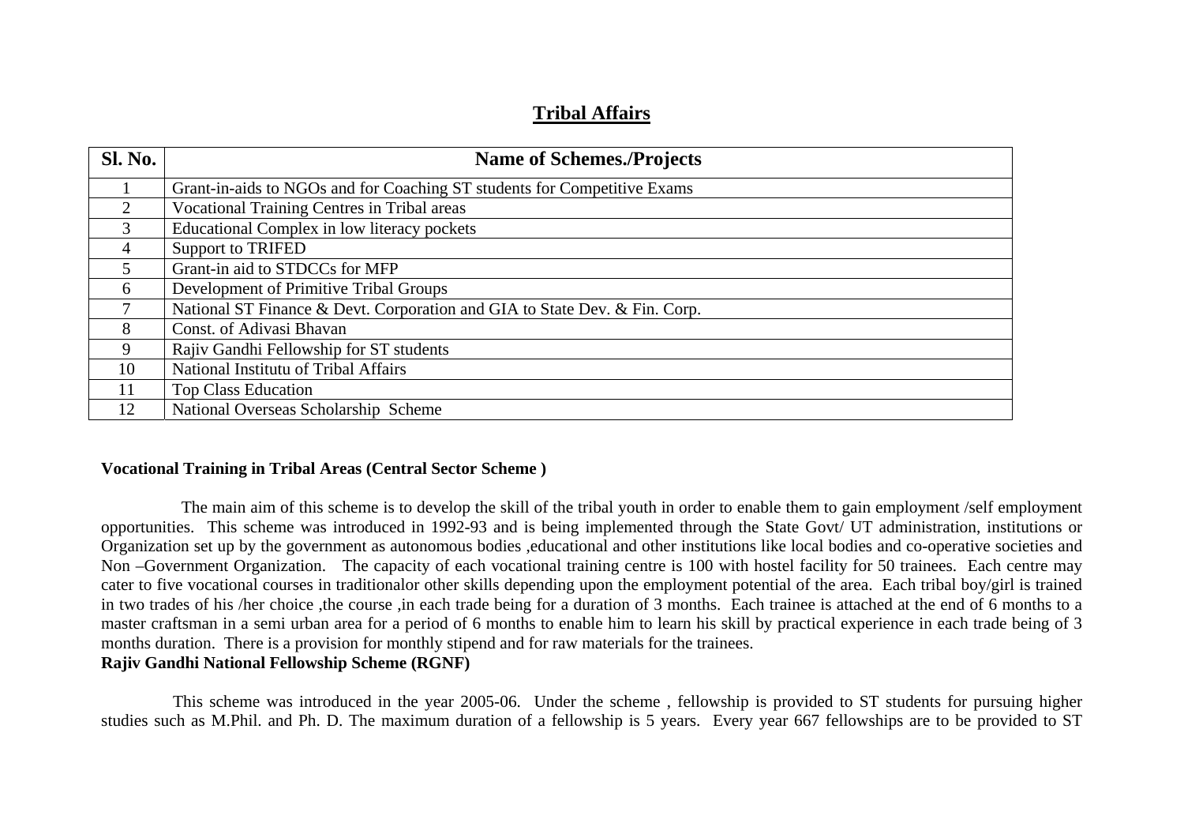# Tribal Affairs

| Sl. No. | Name of Schemes./Projects |
|---|---|
| 1 | Grant-in-aids to NGOs and for Coaching ST students for Competitive Exams |
| 2 | Vocational Training Centres in Tribal areas |
| 3 | Educational Complex in low literacy pockets |
| 4 | Support to TRIFED |
| 5 | Grant-in aid to STDCCs for MFP |
| 6 | Development of Primitive Tribal Groups |
| 7 | National ST Finance & Devt. Corporation and GIA to State Dev. & Fin. Corp. |
| 8 | Const. of Adivasi Bhavan |
| 9 | Rajiv Gandhi Fellowship for ST students |
| 10 | National Institutu of Tribal Affairs |
| 11 | Top Class Education |
| 12 | National Overseas Scholarship Scheme |

**Vocational Training in Tribal Areas (Central Sector Scheme )**

The main aim of this scheme is to develop the skill of the tribal youth in order to enable them to gain employment /self employment opportunities. This scheme was introduced in 1992-93 and is being implemented through the State Govt/ UT administration, institutions or Organization set up by the government as autonomous bodies ,educational and other institutions like local bodies and co-operative societies and Non –Government Organization. The capacity of each vocational training centre is 100 with hostel facility for 50 trainees. Each centre may cater to five vocational courses in traditionalor other skills depending upon the employment potential of the area. Each tribal boy/girl is trained in two trades of his /her choice ,the course ,in each trade being for a duration of 3 months. Each trainee is attached at the end of 6 months to a master craftsman in a semi urban area for a period of 6 months to enable him to learn his skill by practical experience in each trade being of 3 months duration. There is a provision for monthly stipend and for raw materials for the trainees.

**Rajiv Gandhi National Fellowship Scheme (RGNF)**

This scheme was introduced in the year 2005-06. Under the scheme , fellowship is provided to ST students for pursuing higher studies such as M.Phil. and Ph. D. The maximum duration of a fellowship is 5 years. Every year 667 fellowships are to be provided to ST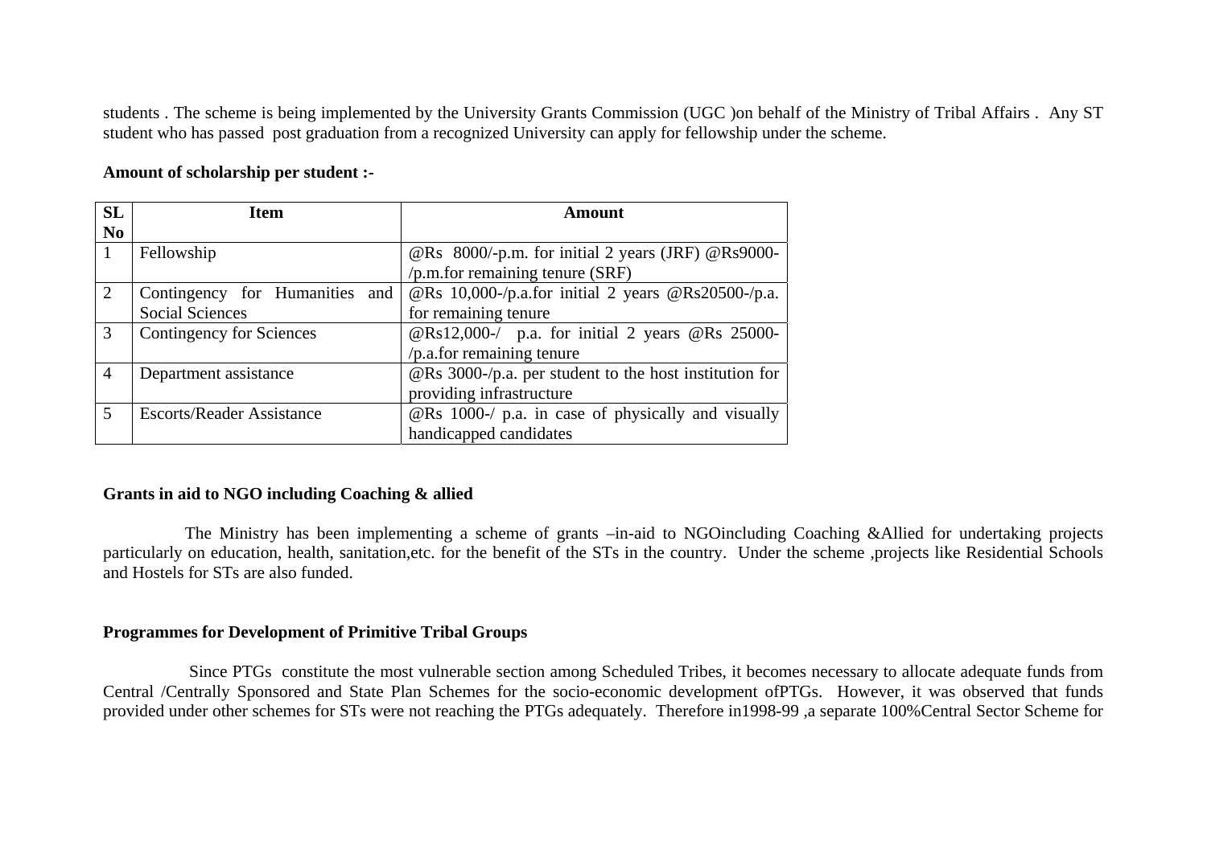students . The scheme is being implemented by the University Grants Commission (UGC )on behalf of the Ministry of Tribal Affairs . Any ST student who has passed post graduation from a recognized University can apply for fellowship under the scheme.

**Amount of scholarship per student :-**

| SL No | Item | Amount |
|---|---|---|
| 1 | Fellowship | @Rs 8000/-p.m. for initial 2 years (JRF) @Rs9000-/p.m.for remaining tenure (SRF) |
| 2 | Contingency for Humanities and Social Sciences | @Rs 10,000-/p.a.for initial 2 years @Rs20500-/p.a. for remaining tenure |
| 3 | Contingency for Sciences | @Rs12,000-/ p.a. for initial 2 years @Rs 25000-/p.a.for remaining tenure |
| 4 | Department assistance | @Rs 3000-/p.a. per student to the host institution for providing infrastructure |
| 5 | Escorts/Reader Assistance | @Rs 1000-/ p.a. in case of physically and visually handicapped candidates |

**Grants in aid to NGO including Coaching & allied**

The Ministry has been implementing a scheme of grants –in-aid to NGOincluding Coaching &Allied for undertaking projects particularly on education, health, sanitation,etc. for the benefit of the STs in the country. Under the scheme ,projects like Residential Schools and Hostels for STs are also funded.

**Programmes for Development of Primitive Tribal Groups**

Since PTGs constitute the most vulnerable section among Scheduled Tribes, it becomes necessary to allocate adequate funds from Central /Centrally Sponsored and State Plan Schemes for the socio-economic development ofPTGs. However, it was observed that funds provided under other schemes for STs were not reaching the PTGs adequately. Therefore in1998-99 ,a separate 100%Central Sector Scheme for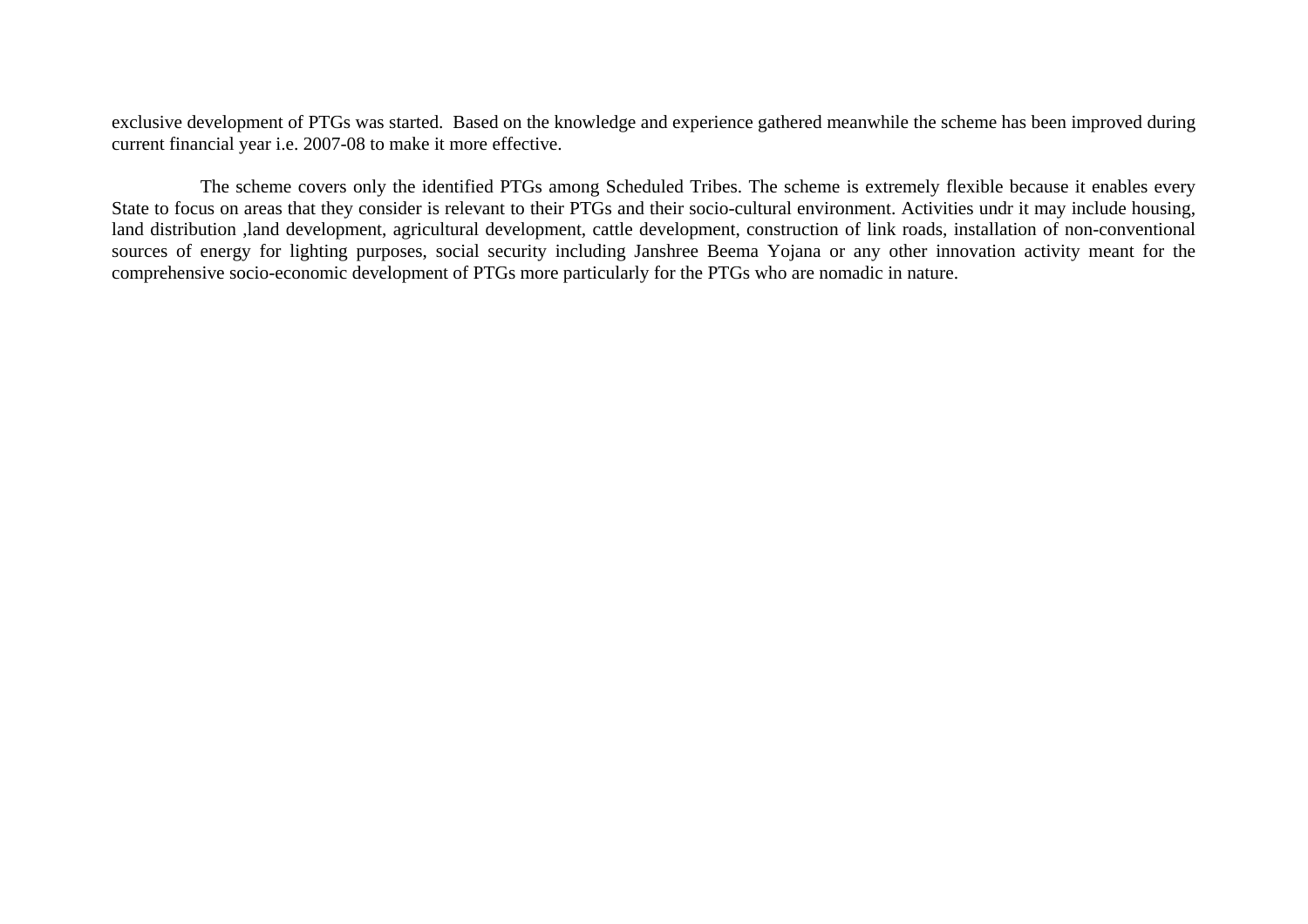exclusive development of PTGs was started. Based on the knowledge and experience gathered meanwhile the scheme has been improved during current financial year i.e. 2007-08 to make it more effective.

The scheme covers only the identified PTGs among Scheduled Tribes. The scheme is extremely flexible because it enables every State to focus on areas that they consider is relevant to their PTGs and their socio-cultural environment. Activities undr it may include housing, land distribution ,land development, agricultural development, cattle development, construction of link roads, installation of non-conventional sources of energy for lighting purposes, social security including Janshree Beema Yojana or any other innovation activity meant for the comprehensive socio-economic development of PTGs more particularly for the PTGs who are nomadic in nature.